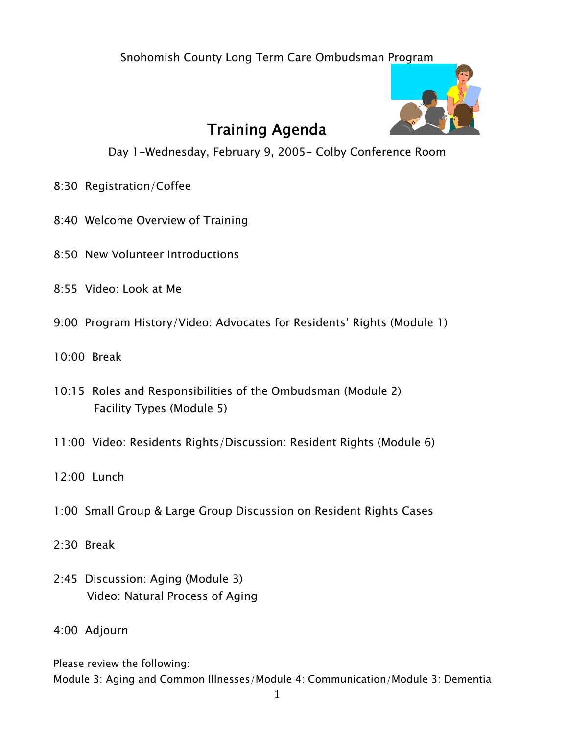Snohomish County Long Term Care Ombudsman Program

# Training Agenda

Day 1–Wednesday, February 9, 2005– Colby Conference Room

8:30 Registration/Coffee

8:40 Welcome Overview of Training

8:50 New Volunteer Introductions

8:55 Video: Look at Me

9:00 Program History/Video: Advocates for Residents' Rights (Module 1)

10:00 Break

10:15 Roles and Responsibilities of the Ombudsman (Module 2)
Facility Types (Module 5)

11:00 Video: Residents Rights/Discussion: Resident Rights (Module 6)

12:00 Lunch

1:00 Small Group & Large Group Discussion on Resident Rights Cases

2:30 Break

2:45 Discussion: Aging (Module 3)
Video: Natural Process of Aging

4:00 Adjourn

Please review the following:
Module 3: Aging and Common Illnesses/Module 4: Communication/Module 3: Dementia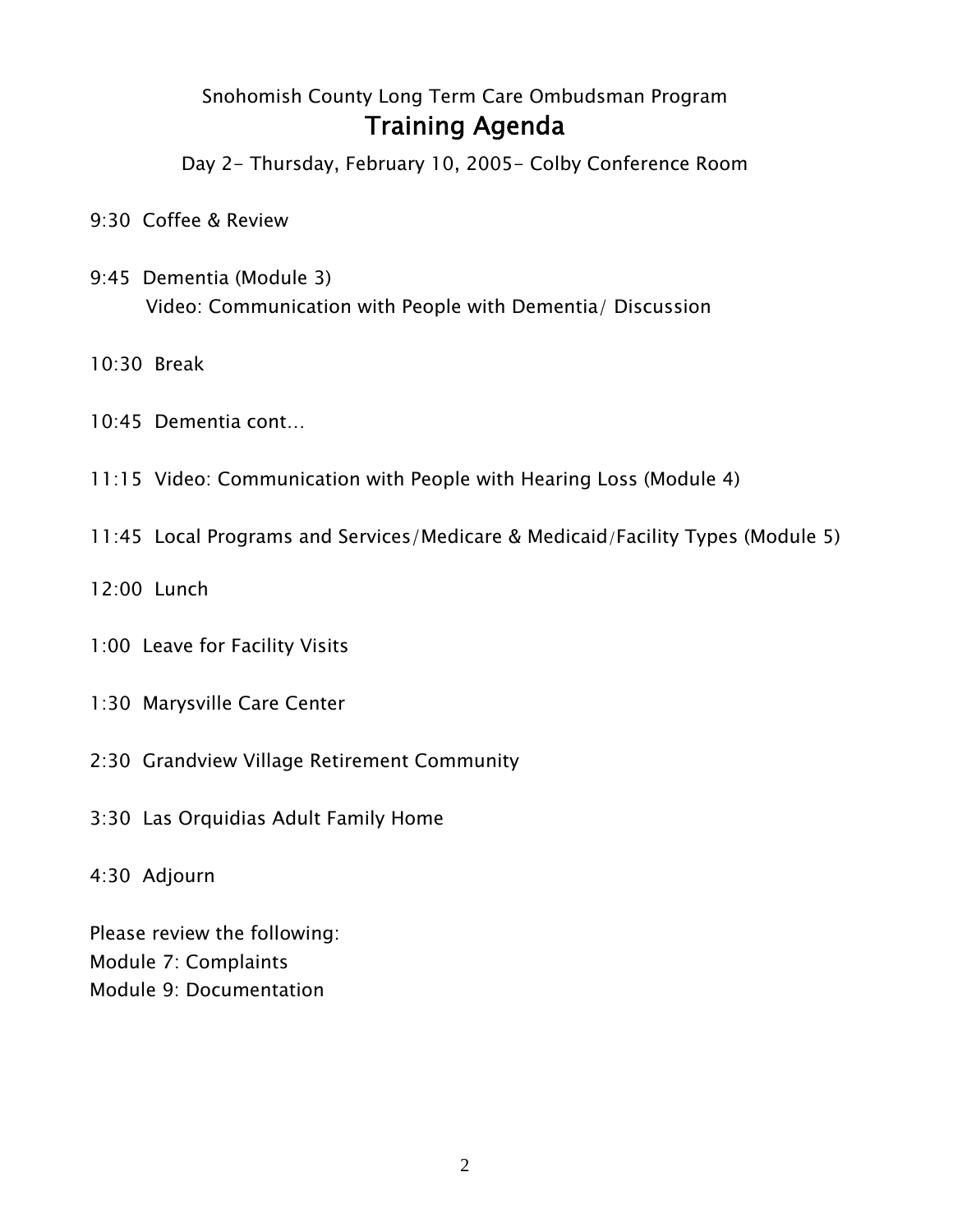Snohomish County Long Term Care Ombudsman Program

# Training Agenda

Day 2- Thursday, February 10, 2005- Colby Conference Room

9:30 Coffee & Review

9:45 Dementia (Module 3)
Video: Communication with People with Dementia/ Discussion

10:30 Break

10:45 Dementia cont…

11:15 Video: Communication with People with Hearing Loss (Module 4)

11:45 Local Programs and Services/Medicare & Medicaid/Facility Types (Module 5)

12:00 Lunch

1:00 Leave for Facility Visits

1:30 Marysville Care Center

2:30 Grandview Village Retirement Community

3:30 Las Orquidias Adult Family Home

4:30 Adjourn

Please review the following:
Module 7: Complaints
Module 9: Documentation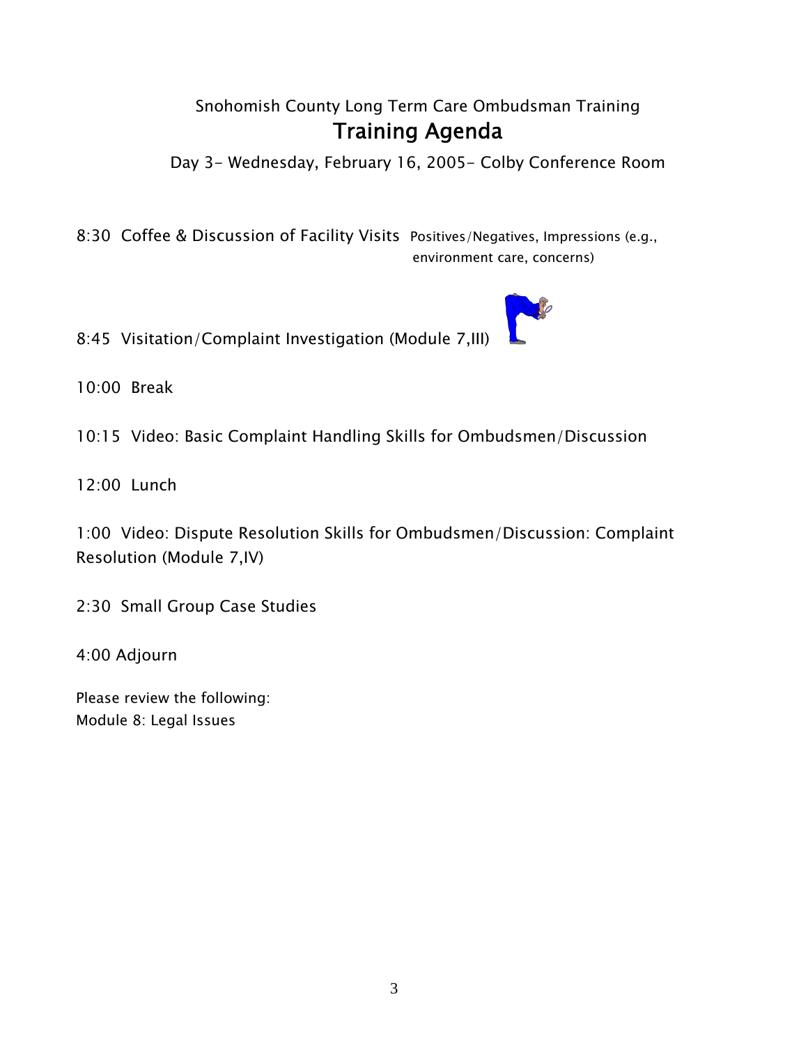Snohomish County Long Term Care Ombudsman Training

# Training Agenda

Day 3- Wednesday, February 16, 2005- Colby Conference Room

8:30 Coffee & Discussion of Facility Visits Positives/Negatives, Impressions (e.g., environment care, concerns)

8:45 Visitation/Complaint Investigation (Module 7,III)

10:00 Break

10:15 Video: Basic Complaint Handling Skills for Ombudsmen/Discussion

12:00 Lunch

1:00 Video: Dispute Resolution Skills for Ombudsmen/Discussion: Complaint Resolution (Module 7,IV)

2:30 Small Group Case Studies

4:00 Adjourn

Please review the following:
Module 8: Legal Issues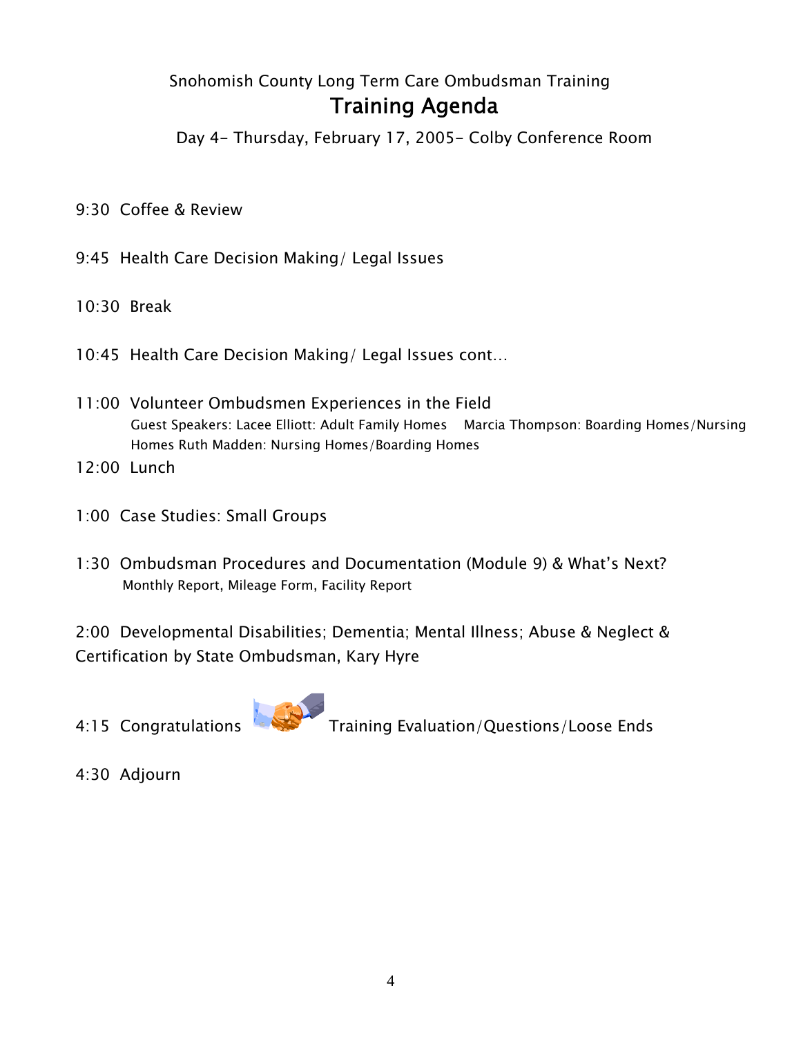Snohomish County Long Term Care Ombudsman Training

# Training Agenda

Day 4- Thursday, February 17, 2005- Colby Conference Room

9:30 Coffee & Review

9:45 Health Care Decision Making/ Legal Issues

10:30 Break

10:45 Health Care Decision Making/ Legal Issues cont…

11:00 Volunteer Ombudsmen Experiences in the Field
Guest Speakers: Lacee Elliott: Adult Family Homes Marcia Thompson: Boarding Homes/Nursing Homes Ruth Madden: Nursing Homes/Boarding Homes

12:00 Lunch

1:00 Case Studies: Small Groups

1:30 Ombudsman Procedures and Documentation (Module 9) & What's Next?
Monthly Report, Mileage Form, Facility Report

2:00 Developmental Disabilities; Dementia; Mental Illness; Abuse & Neglect & Certification by State Ombudsman, Kary Hyre

4:15 Congratulations Training Evaluation/Questions/Loose Ends

4:30 Adjourn